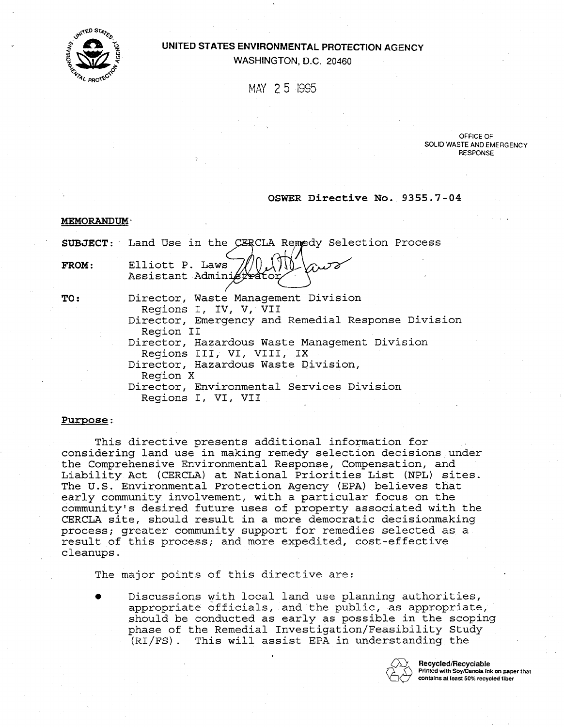UNITED STATES ENVIRONMENTAL PROTECTION AGENCY
WASHINGTON, D.C. 20460

MAY 25 1995

OFFICE OF
SOLID WASTE AND EMERGENCY
RESPONSE

**OSWER Directive No. 9355.7-04**

**MEMORANDUM**

**SUBJECT:** Land Use in the CERCLA Remedy Selection Process

**FROM:** Elliott P. Laws
Assistant Administrator

**TO:** Director, Waste Management Division
Regions I, IV, V, VII
Director, Emergency and Remedial Response Division
Region II
Director, Hazardous Waste Management Division
Regions III, VI, VIII, IX
Director, Hazardous Waste Division,
Region X
Director, Environmental Services Division
Regions I, VI, VII

**Purpose:**

This directive presents additional information for considering land use in making remedy selection decisions under the Comprehensive Environmental Response, Compensation, and Liability Act (CERCLA) at National Priorities List (NPL) sites. The U.S. Environmental Protection Agency (EPA) believes that early community involvement, with a particular focus on the community's desired future uses of property associated with the CERCLA site, should result in a more democratic decisionmaking process; greater community support for remedies selected as a result of this process; and more expedited, cost-effective cleanups.

The major points of this directive are:

- Discussions with local land use planning authorities, appropriate officials, and the public, as appropriate, should be conducted as early as possible in the scoping phase of the Remedial Investigation/Feasibility Study (RI/FS). This will assist EPA in understanding the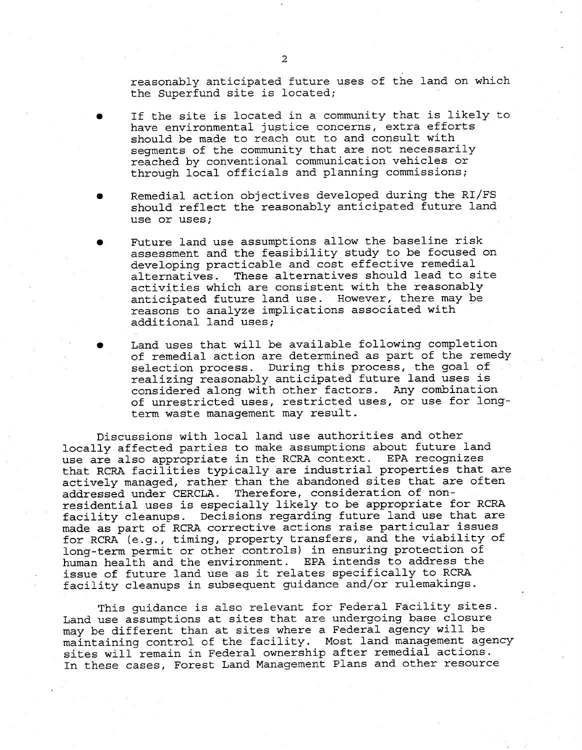reasonably anticipated future uses of the land on which the Superfund site is located;

- If the site is located in a community that is likely to have environmental justice concerns, extra efforts should be made to reach out to and consult with segments of the community that are not necessarily reached by conventional communication vehicles or through local officials and planning commissions;

- Remedial action objectives developed during the RI/FS should reflect the reasonably anticipated future land use or uses;

- Future land use assumptions allow the baseline risk assessment and the feasibility study to be focused on developing practicable and cost effective remedial alternatives. These alternatives should lead to site activities which are consistent with the reasonably anticipated future land use. However, there may be reasons to analyze implications associated with additional land uses;

- Land uses that will be available following completion of remedial action are determined as part of the remedy selection process. During this process, the goal of realizing reasonably anticipated future land uses is considered along with other factors. Any combination of unrestricted uses, restricted uses, or use for long-term waste management may result.

Discussions with local land use authorities and other locally affected parties to make assumptions about future land use are also appropriate in the RCRA context. EPA recognizes that RCRA facilities typically are industrial properties that are actively managed, rather than the abandoned sites that are often addressed under CERCLA. Therefore, consideration of non-residential uses is especially likely to be appropriate for RCRA facility cleanups. Decisions regarding future land use that are made as part of RCRA corrective actions raise particular issues for RCRA (e.g., timing, property transfers, and the viability of long-term permit or other controls) in ensuring protection of human health and the environment. EPA intends to address the issue of future land use as it relates specifically to RCRA facility cleanups in subsequent guidance and/or rulemakings.

This guidance is also relevant for Federal Facility sites. Land use assumptions at sites that are undergoing base closure may be different than at sites where a Federal agency will be maintaining control of the facility. Most land management agency sites will remain in Federal ownership after remedial actions. In these cases, Forest Land Management Plans and other resource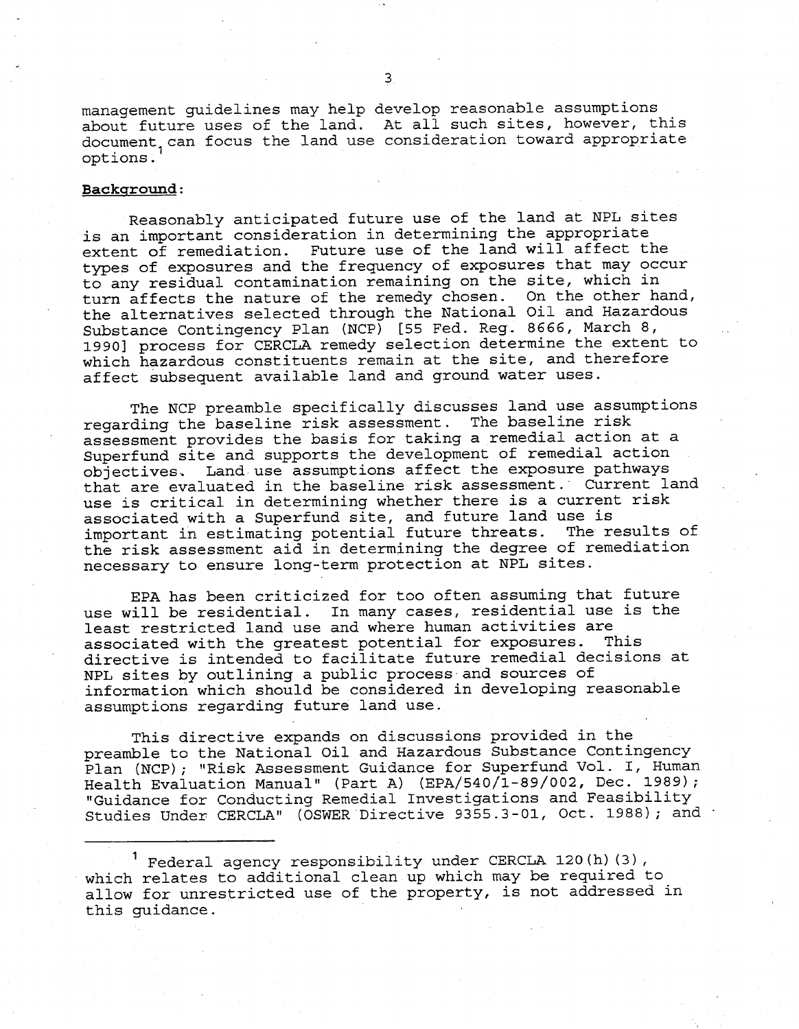management guidelines may help develop reasonable assumptions about future uses of the land. At all such sites, however, this document[1] can focus the land use consideration toward appropriate options.

**Background**:

Reasonably anticipated future use of the land at NPL sites is an important consideration in determining the appropriate extent of remediation. Future use of the land will affect the types of exposures and the frequency of exposures that may occur to any residual contamination remaining on the site, which in turn affects the nature of the remedy chosen. On the other hand, the alternatives selected through the National Oil and Hazardous Substance Contingency Plan (NCP) [55 Fed. Reg. 8666, March 8, 1990] process for CERCLA remedy selection determine the extent to which hazardous constituents remain at the site, and therefore affect subsequent available land and ground water uses.

The NCP preamble specifically discusses land use assumptions regarding the baseline risk assessment. The baseline risk assessment provides the basis for taking a remedial action at a Superfund site and supports the development of remedial action objectives. Land use assumptions affect the exposure pathways that are evaluated in the baseline risk assessment. Current land use is critical in determining whether there is a current risk associated with a Superfund site, and future land use is important in estimating potential future threats. The results of the risk assessment aid in determining the degree of remediation necessary to ensure long-term protection at NPL sites.

EPA has been criticized for too often assuming that future use will be residential. In many cases, residential use is the least restricted land use and where human activities are associated with the greatest potential for exposures. This directive is intended to facilitate future remedial decisions at NPL sites by outlining a public process and sources of information which should be considered in developing reasonable assumptions regarding future land use.

This directive expands on discussions provided in the preamble to the National Oil and Hazardous Substance Contingency Plan (NCP); "Risk Assessment Guidance for Superfund Vol. I, Human Health Evaluation Manual" (Part A) (EPA/540/1-89/002, Dec. 1989); "Guidance for Conducting Remedial Investigations and Feasibility Studies Under CERCLA" (OSWER Directive 9355.3-01, Oct. 1988); and

[1] Federal agency responsibility under CERCLA 120(h)(3), which relates to additional clean up which may be required to allow for unrestricted use of the property, is not addressed in this guidance.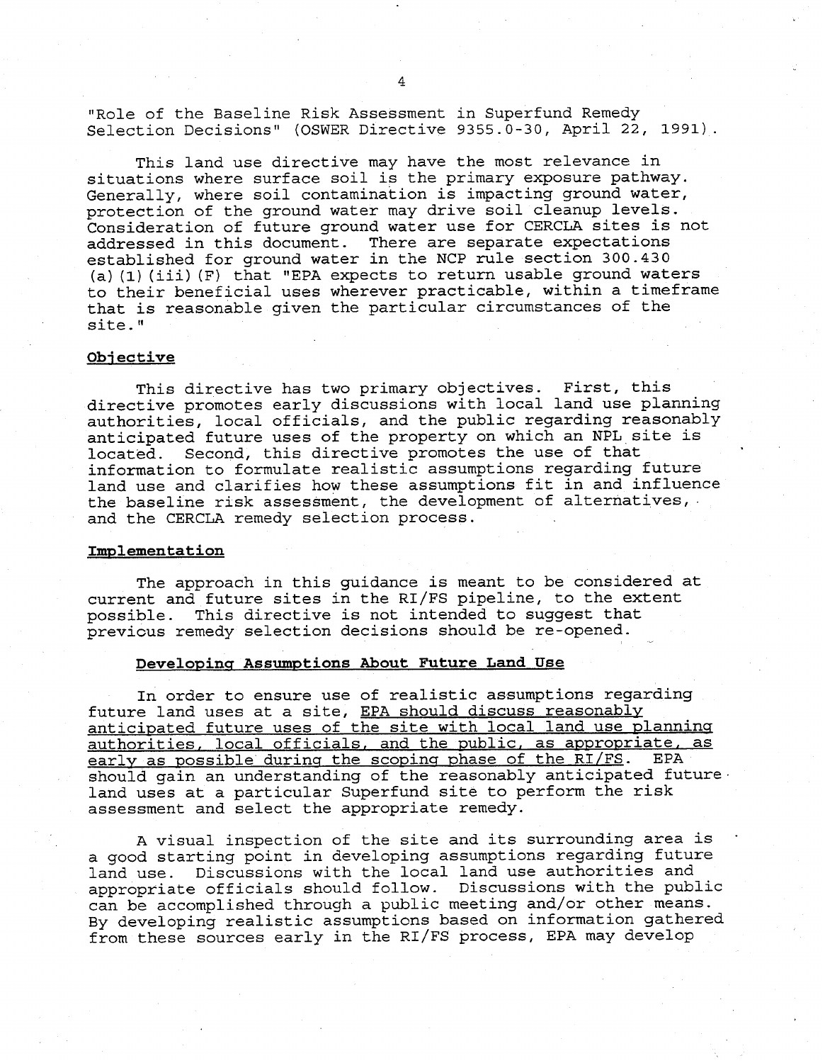"Role of the Baseline Risk Assessment in Superfund Remedy Selection Decisions" (OSWER Directive 9355.0-30, April 22, 1991).

This land use directive may have the most relevance in situations where surface soil is the primary exposure pathway. Generally, where soil contamination is impacting ground water, protection of the ground water may drive soil cleanup levels. Consideration of future ground water use for CERCLA sites is not addressed in this document. There are separate expectations established for ground water in the NCP rule section 300.430 (a)(1)(iii)(F) that "EPA expects to return usable ground waters to their beneficial uses wherever practicable, within a timeframe that is reasonable given the particular circumstances of the site."

## Objective

This directive has two primary objectives. First, this directive promotes early discussions with local land use planning authorities, local officials, and the public regarding reasonably anticipated future uses of the property on which an NPL site is located. Second, this directive promotes the use of that information to formulate realistic assumptions regarding future land use and clarifies how these assumptions fit in and influence the baseline risk assessment, the development of alternatives, and the CERCLA remedy selection process.

## Implementation

The approach in this guidance is meant to be considered at current and future sites in the RI/FS pipeline, to the extent possible. This directive is not intended to suggest that previous remedy selection decisions should be re-opened.

### Developing Assumptions About Future Land Use

In order to ensure use of realistic assumptions regarding future land uses at a site, <u>EPA should discuss reasonably anticipated future uses of the site with local land use planning authorities, local officials, and the public, as appropriate, as early as possible during the scoping phase of the RI/FS</u>. EPA should gain an understanding of the reasonably anticipated future land uses at a particular Superfund site to perform the risk assessment and select the appropriate remedy.

A visual inspection of the site and its surrounding area is a good starting point in developing assumptions regarding future land use. Discussions with the local land use authorities and appropriate officials should follow. Discussions with the public can be accomplished through a public meeting and/or other means. By developing realistic assumptions based on information gathered from these sources early in the RI/FS process, EPA may develop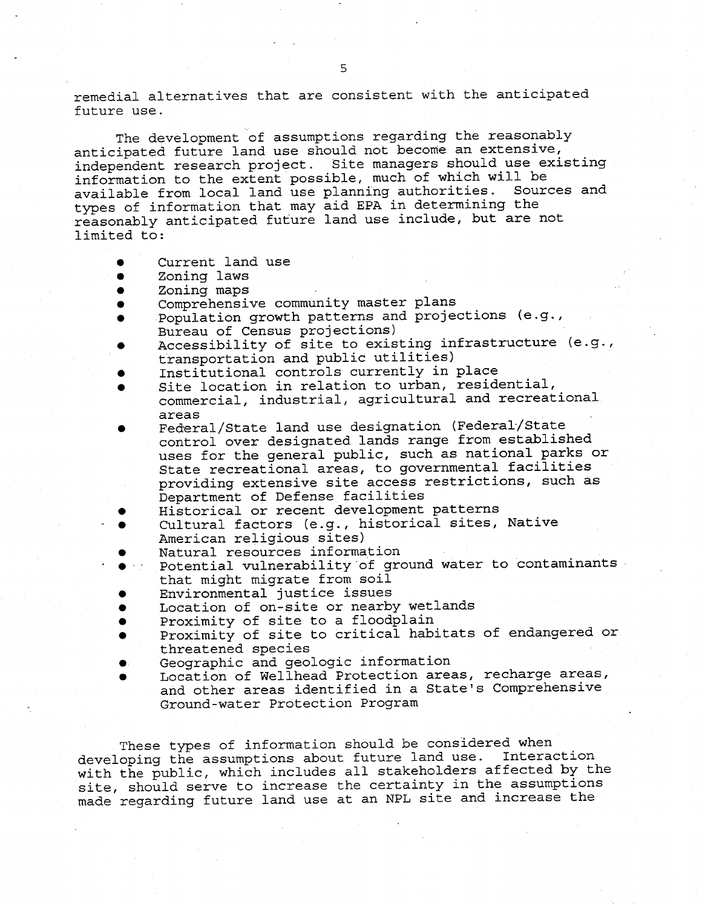remedial alternatives that are consistent with the anticipated future use.

The development of assumptions regarding the reasonably anticipated future land use should not become an extensive, independent research project. Site managers should use existing information to the extent possible, much of which will be available from local land use planning authorities. Sources and types of information that may aid EPA in determining the reasonably anticipated future land use include, but are not limited to:

- Current land use
- Zoning laws
- Zoning maps
- Comprehensive community master plans
- Population growth patterns and projections (e.g., Bureau of Census projections)
- Accessibility of site to existing infrastructure (e.g., transportation and public utilities)
- Institutional controls currently in place
- Site location in relation to urban, residential, commercial, industrial, agricultural and recreational areas
- Federal/State land use designation (Federal/State control over designated lands range from established uses for the general public, such as national parks or State recreational areas, to governmental facilities providing extensive site access restrictions, such as Department of Defense facilities
- Historical or recent development patterns
- Cultural factors (e.g., historical sites, Native American religious sites)
- Natural resources information
- Potential vulnerability of ground water to contaminants that might migrate from soil
- Environmental justice issues
- Location of on-site or nearby wetlands
- Proximity of site to a floodplain
- Proximity of site to critical habitats of endangered or threatened species
- Geographic and geologic information
- Location of Wellhead Protection areas, recharge areas, and other areas identified in a State's Comprehensive Ground-water Protection Program

These types of information should be considered when developing the assumptions about future land use. Interaction with the public, which includes all stakeholders affected by the site, should serve to increase the certainty in the assumptions made regarding future land use at an NPL site and increase the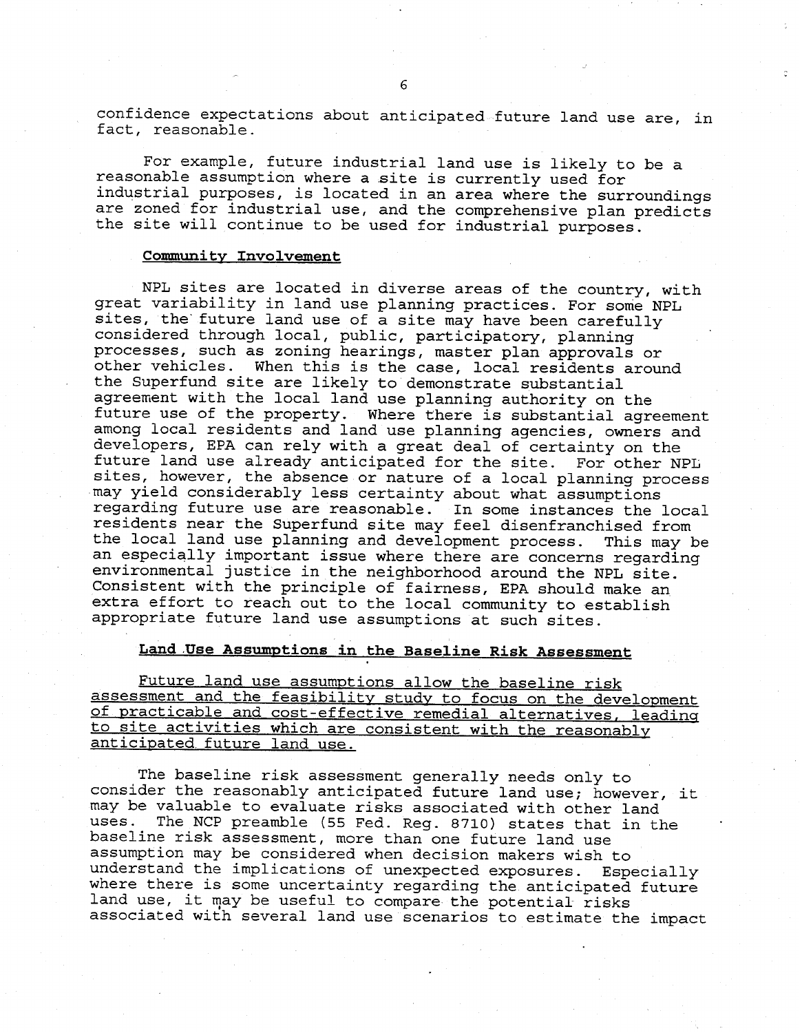confidence expectations about anticipated future land use are, in fact, reasonable.

For example, future industrial land use is likely to be a reasonable assumption where a site is currently used for industrial purposes, is located in an area where the surroundings are zoned for industrial use, and the comprehensive plan predicts the site will continue to be used for industrial purposes.

## Community Involvement

NPL sites are located in diverse areas of the country, with great variability in land use planning practices. For some NPL sites, the future land use of a site may have been carefully considered through local, public, participatory, planning processes, such as zoning hearings, master plan approvals or other vehicles. When this is the case, local residents around the Superfund site are likely to demonstrate substantial agreement with the local land use planning authority on the future use of the property. Where there is substantial agreement among local residents and land use planning agencies, owners and developers, EPA can rely with a great deal of certainty on the future land use already anticipated for the site. For other NPL sites, however, the absence or nature of a local planning process may yield considerably less certainty about what assumptions regarding future use are reasonable. In some instances the local residents near the Superfund site may feel disenfranchised from the local land use planning and development process. This may be an especially important issue where there are concerns regarding environmental justice in the neighborhood around the NPL site. Consistent with the principle of fairness, EPA should make an extra effort to reach out to the local community to establish appropriate future land use assumptions at such sites.

## Land Use Assumptions in the Baseline Risk Assessment

Future land use assumptions allow the baseline risk assessment and the feasibility study to focus on the development of practicable and cost-effective remedial alternatives, leading to site activities which are consistent with the reasonably anticipated future land use.

The baseline risk assessment generally needs only to consider the reasonably anticipated future land use; however, it may be valuable to evaluate risks associated with other land uses. The NCP preamble (55 Fed. Reg. 8710) states that in the baseline risk assessment, more than one future land use assumption may be considered when decision makers wish to understand the implications of unexpected exposures. Especially where there is some uncertainty regarding the anticipated future land use, it may be useful to compare the potential risks associated with several land use scenarios to estimate the impact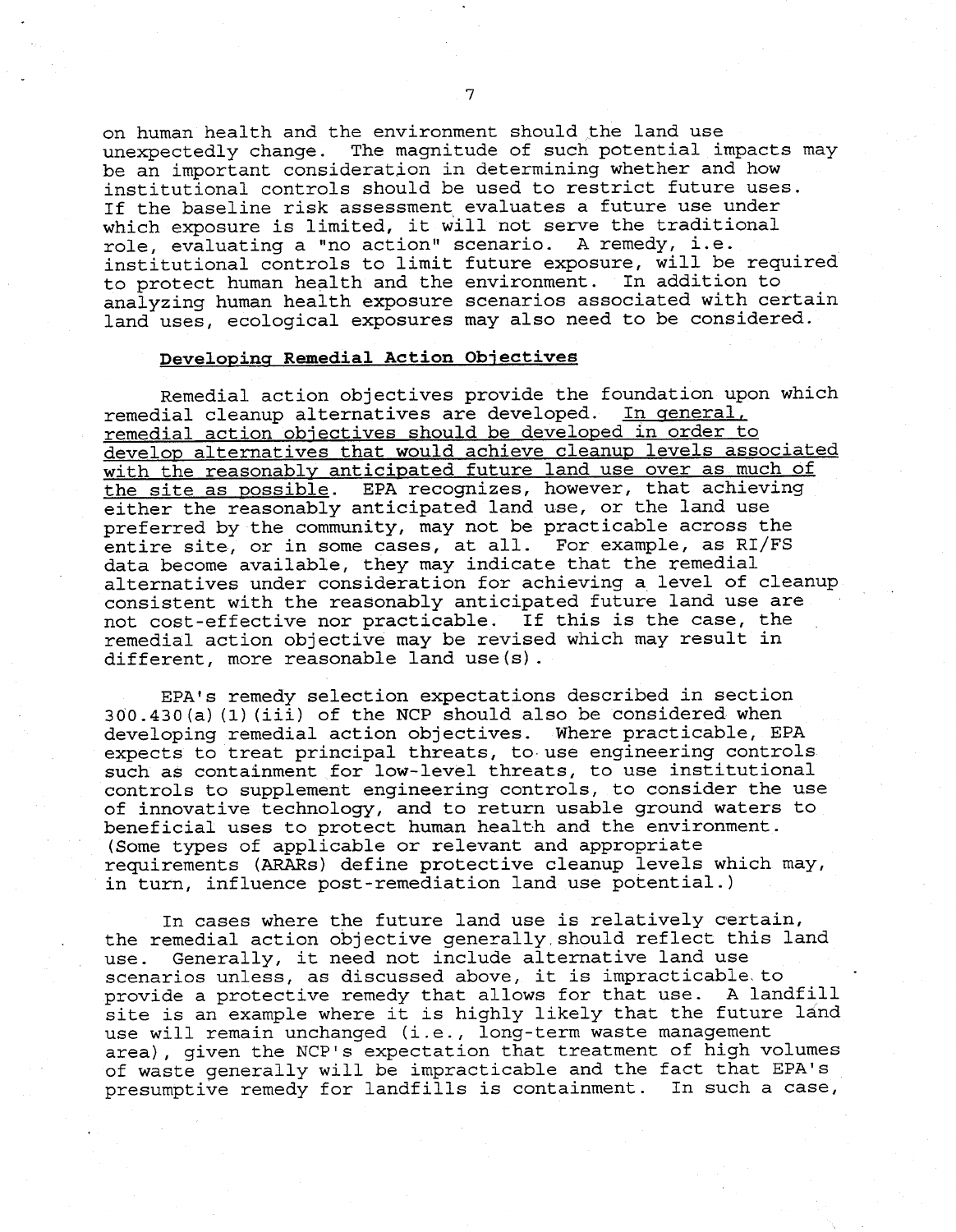on human health and the environment should the land use unexpectedly change. The magnitude of such potential impacts may be an important consideration in determining whether and how institutional controls should be used to restrict future uses. If the baseline risk assessment evaluates a future use under which exposure is limited, it will not serve the traditional role, evaluating a "no action" scenario. A remedy, i.e. institutional controls to limit future exposure, will be required to protect human health and the environment. In addition to analyzing human health exposure scenarios associated with certain land uses, ecological exposures may also need to be considered.

**Developing Remedial Action Objectives**

Remedial action objectives provide the foundation upon which remedial cleanup alternatives are developed. In general, remedial action objectives should be developed in order to develop alternatives that would achieve cleanup levels associated with the reasonably anticipated future land use over as much of the site as possible. EPA recognizes, however, that achieving either the reasonably anticipated land use, or the land use preferred by the community, may not be practicable across the entire site, or in some cases, at all. For example, as RI/FS data become available, they may indicate that the remedial alternatives under consideration for achieving a level of cleanup consistent with the reasonably anticipated future land use are not cost-effective nor practicable. If this is the case, the remedial action objective may be revised which may result in different, more reasonable land use(s).

EPA's remedy selection expectations described in section 300.430(a)(1)(iii) of the NCP should also be considered when developing remedial action objectives. Where practicable, EPA expects to treat principal threats, to use engineering controls such as containment for low-level threats, to use institutional controls to supplement engineering controls, to consider the use of innovative technology, and to return usable ground waters to beneficial uses to protect human health and the environment. (Some types of applicable or relevant and appropriate requirements (ARARs) define protective cleanup levels which may, in turn, influence post-remediation land use potential.)

In cases where the future land use is relatively certain, the remedial action objective generally should reflect this land use. Generally, it need not include alternative land use scenarios unless, as discussed above, it is impracticable to provide a protective remedy that allows for that use. A landfill site is an example where it is highly likely that the future land use will remain unchanged (i.e., long-term waste management area), given the NCP's expectation that treatment of high volumes of waste generally will be impracticable and the fact that EPA's presumptive remedy for landfills is containment. In such a case,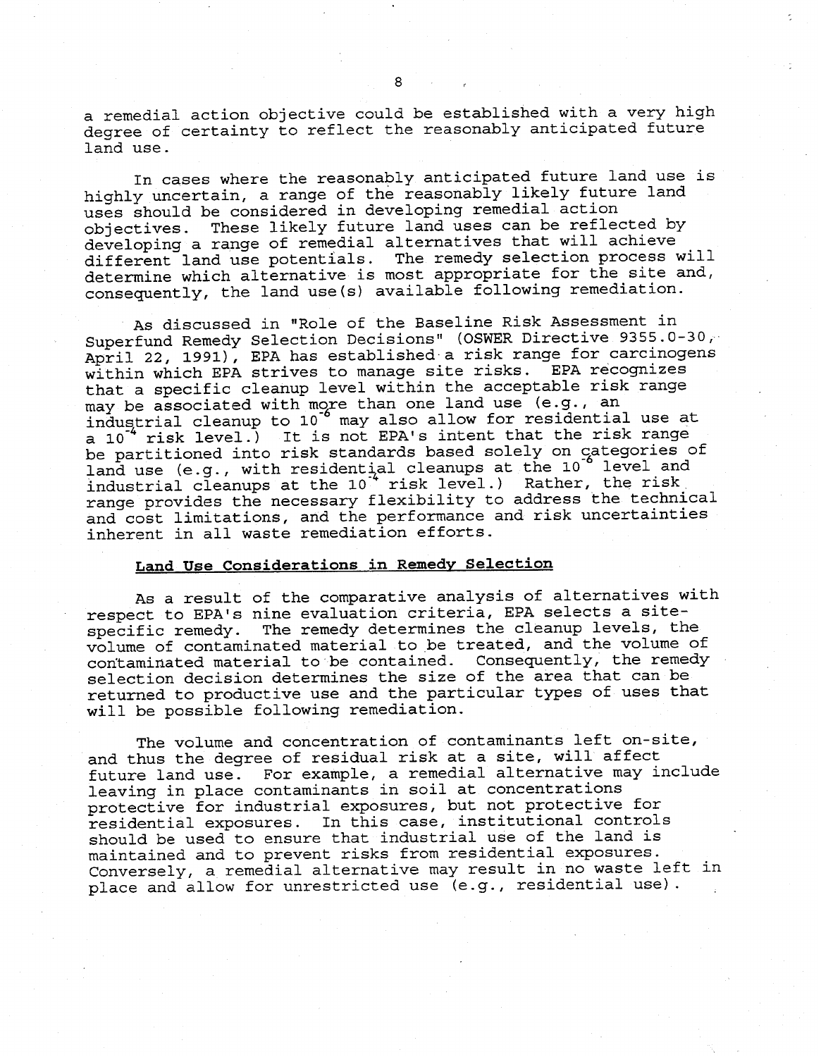a remedial action objective could be established with a very high degree of certainty to reflect the reasonably anticipated future land use.

In cases where the reasonably anticipated future land use is highly uncertain, a range of the reasonably likely future land uses should be considered in developing remedial action objectives. These likely future land uses can be reflected by developing a range of remedial alternatives that will achieve different land use potentials. The remedy selection process will determine which alternative is most appropriate for the site and, consequently, the land use(s) available following remediation.

As discussed in "Role of the Baseline Risk Assessment in Superfund Remedy Selection Decisions" (OSWER Directive 9355.0-30, April 22, 1991), EPA has established a risk range for carcinogens within which EPA strives to manage site risks. EPA recognizes that a specific cleanup level within the acceptable risk range may be associated with more than one land use (e.g., an industrial cleanup to $10^{-6}$ may also allow for residential use at a $10^{-4}$ risk level.) It is not EPA's intent that the risk range be partitioned into risk standards based solely on categories of land use (e.g., with residential cleanups at the $10^{-6}$ level and industrial cleanups at the $10^{-4}$ risk level.) Rather, the risk range provides the necessary flexibility to address the technical and cost limitations, and the performance and risk uncertainties inherent in all waste remediation efforts.

## Land Use Considerations in Remedy Selection

As a result of the comparative analysis of alternatives with respect to EPA's nine evaluation criteria, EPA selects a site-specific remedy. The remedy determines the cleanup levels, the volume of contaminated material to be treated, and the volume of contaminated material to be contained. Consequently, the remedy selection decision determines the size of the area that can be returned to productive use and the particular types of uses that will be possible following remediation.

The volume and concentration of contaminants left on-site, and thus the degree of residual risk at a site, will affect future land use. For example, a remedial alternative may include leaving in place contaminants in soil at concentrations protective for industrial exposures, but not protective for residential exposures. In this case, institutional controls should be used to ensure that industrial use of the land is maintained and to prevent risks from residential exposures. Conversely, a remedial alternative may result in no waste left in place and allow for unrestricted use (e.g., residential use).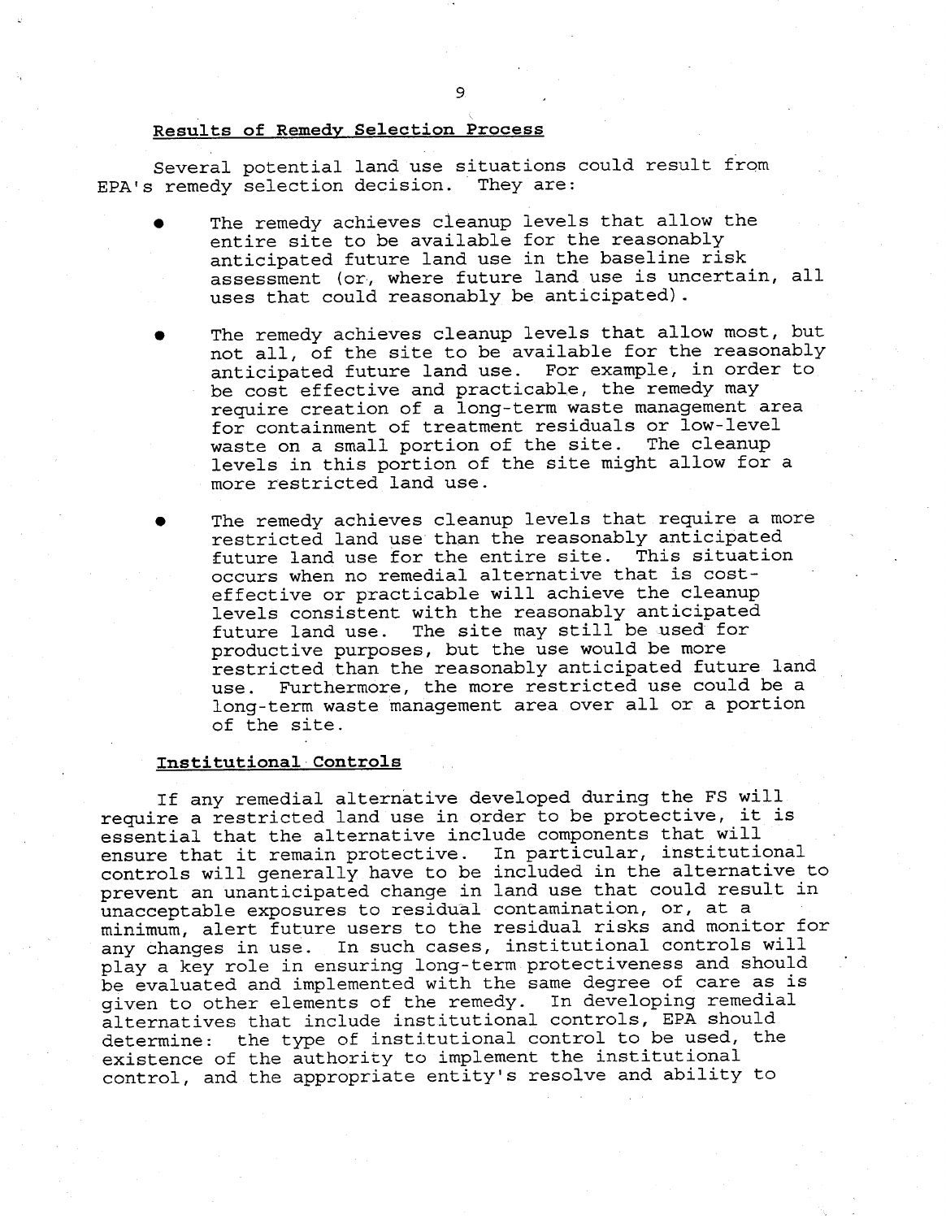**Results of Remedy Selection Process**

Several potential land use situations could result from EPA's remedy selection decision. They are:

- The remedy achieves cleanup levels that allow the entire site to be available for the reasonably anticipated future land use in the baseline risk assessment (or, where future land use is uncertain, all uses that could reasonably be anticipated).

- The remedy achieves cleanup levels that allow most, but not all, of the site to be available for the reasonably anticipated future land use. For example, in order to be cost effective and practicable, the remedy may require creation of a long-term waste management area for containment of treatment residuals or low-level waste on a small portion of the site. The cleanup levels in this portion of the site might allow for a more restricted land use.

- The remedy achieves cleanup levels that require a more restricted land use than the reasonably anticipated future land use for the entire site. This situation occurs when no remedial alternative that is cost-effective or practicable will achieve the cleanup levels consistent with the reasonably anticipated future land use. The site may still be used for productive purposes, but the use would be more restricted than the reasonably anticipated future land use. Furthermore, the more restricted use could be a long-term waste management area over all or a portion of the site.

**Institutional Controls**

If any remedial alternative developed during the FS will require a restricted land use in order to be protective, it is essential that the alternative include components that will ensure that it remain protective. In particular, institutional controls will generally have to be included in the alternative to prevent an unanticipated change in land use that could result in unacceptable exposures to residual contamination, or, at a minimum, alert future users to the residual risks and monitor for any changes in use. In such cases, institutional controls will play a key role in ensuring long-term protectiveness and should be evaluated and implemented with the same degree of care as is given to other elements of the remedy. In developing remedial alternatives that include institutional controls, EPA should determine: the type of institutional control to be used, the existence of the authority to implement the institutional control, and the appropriate entity's resolve and ability to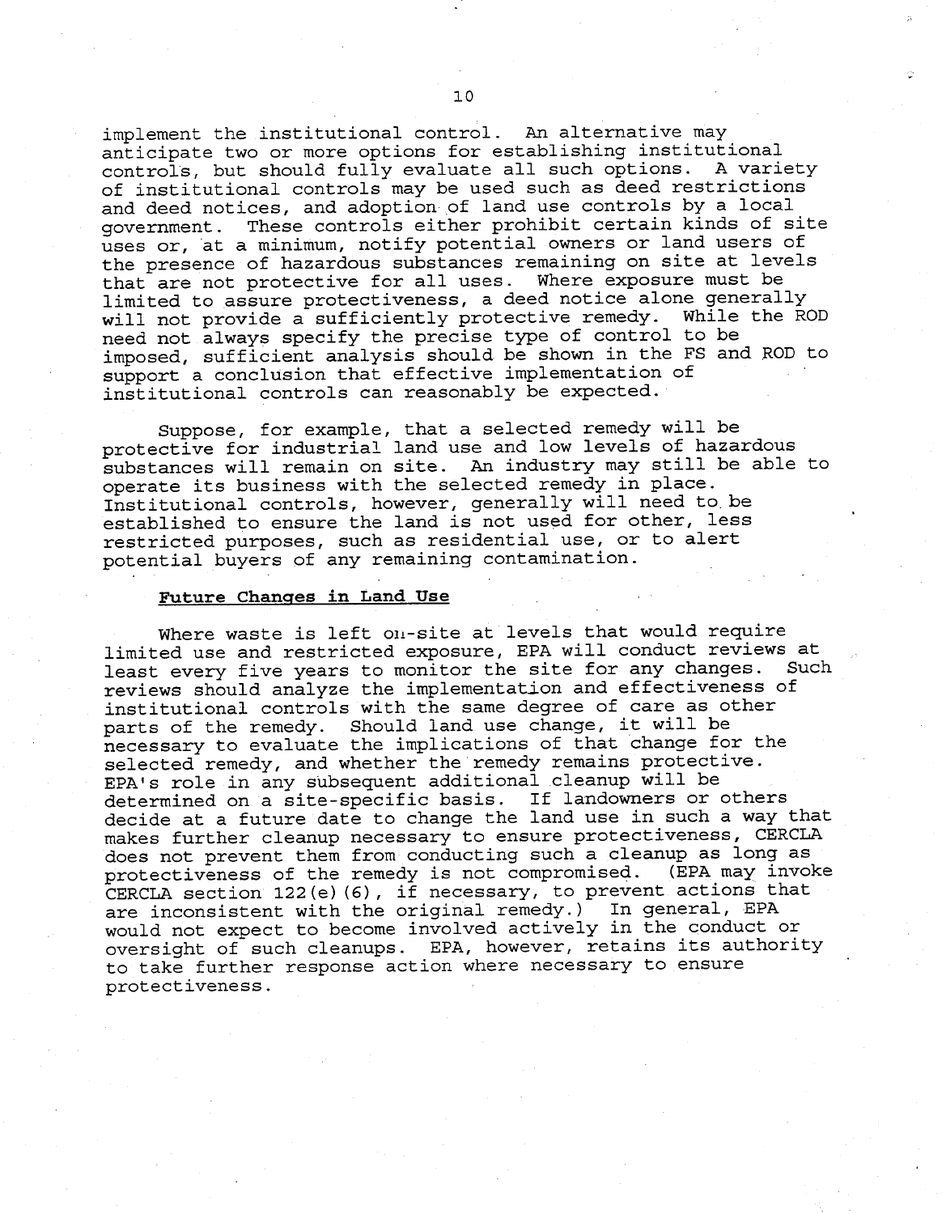implement the institutional control. An alternative may anticipate two or more options for establishing institutional controls, but should fully evaluate all such options. A variety of institutional controls may be used such as deed restrictions and deed notices, and adoption of land use controls by a local government. These controls either prohibit certain kinds of site uses or, at a minimum, notify potential owners or land users of the presence of hazardous substances remaining on site at levels that are not protective for all uses. Where exposure must be limited to assure protectiveness, a deed notice alone generally will not provide a sufficiently protective remedy. While the ROD need not always specify the precise type of control to be imposed, sufficient analysis should be shown in the FS and ROD to support a conclusion that effective implementation of institutional controls can reasonably be expected.

Suppose, for example, that a selected remedy will be protective for industrial land use and low levels of hazardous substances will remain on site. An industry may still be able to operate its business with the selected remedy in place. Institutional controls, however, generally will need to be established to ensure the land is not used for other, less restricted purposes, such as residential use, or to alert potential buyers of any remaining contamination.

**Future Changes in Land Use**

Where waste is left on-site at levels that would require limited use and restricted exposure, EPA will conduct reviews at least every five years to monitor the site for any changes. Such reviews should analyze the implementation and effectiveness of institutional controls with the same degree of care as other parts of the remedy. Should land use change, it will be necessary to evaluate the implications of that change for the selected remedy, and whether the remedy remains protective. EPA's role in any subsequent additional cleanup will be determined on a site-specific basis. If landowners or others decide at a future date to change the land use in such a way that makes further cleanup necessary to ensure protectiveness, CERCLA does not prevent them from conducting such a cleanup as long as protectiveness of the remedy is not compromised. (EPA may invoke CERCLA section 122(e)(6), if necessary, to prevent actions that are inconsistent with the original remedy.) In general, EPA would not expect to become involved actively in the conduct or oversight of such cleanups. EPA, however, retains its authority to take further response action where necessary to ensure protectiveness.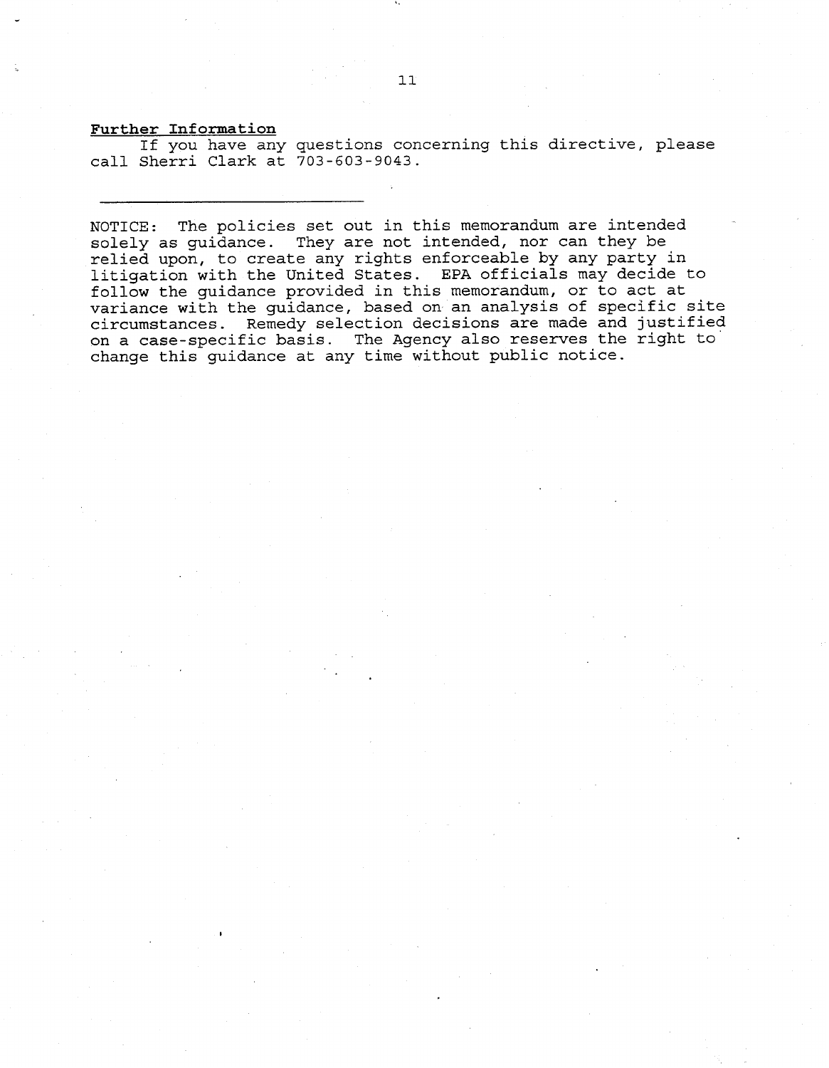**Further Information**

If you have any questions concerning this directive, please call Sherri Clark at 703-603-9043.

---

NOTICE: The policies set out in this memorandum are intended solely as guidance. They are not intended, nor can they be relied upon, to create any rights enforceable by any party in litigation with the United States. EPA officials may decide to follow the guidance provided in this memorandum, or to act at variance with the guidance, based on an analysis of specific site circumstances. Remedy selection decisions are made and justified on a case-specific basis. The Agency also reserves the right to change this guidance at any time without public notice.